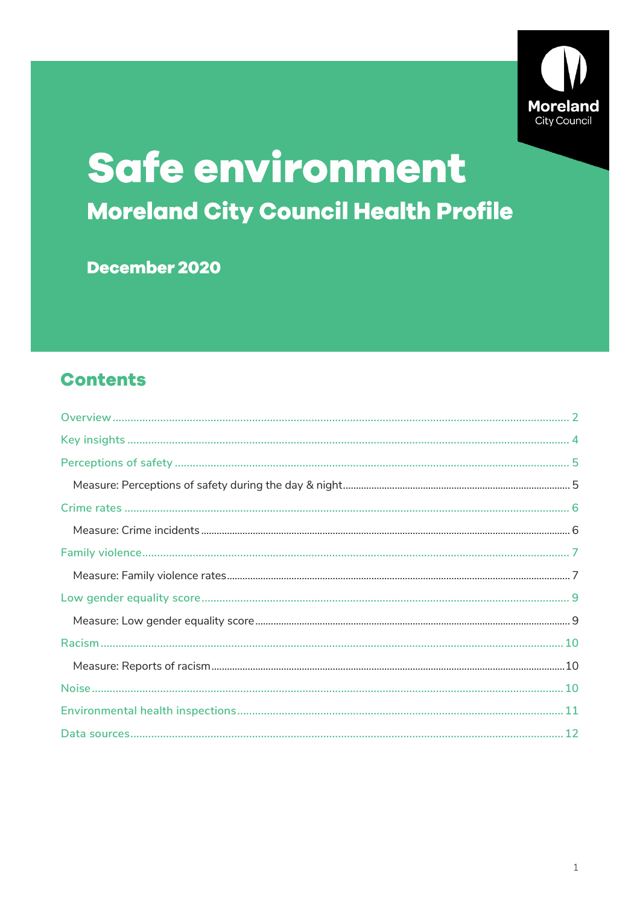Moreland City Council

# Safe environment

## Moreland City Council Health Profile

**December 2020**

## Contents

Overview ... 2

Key insights ... 4

Perceptions of safety ... 5

- Measure: Perceptions of safety during the day & night ... 5

Crime rates ... 6

- Measure: Crime incidents ... 6

Family violence ... 7

- Measure: Family violence rates ... 7

Low gender equality score ... 9

- Measure: Low gender equality score ... 9

Racism ... 10

- Measure: Reports of racism ... 10

Noise ... 10

Environmental health inspections ... 11

Data sources ... 12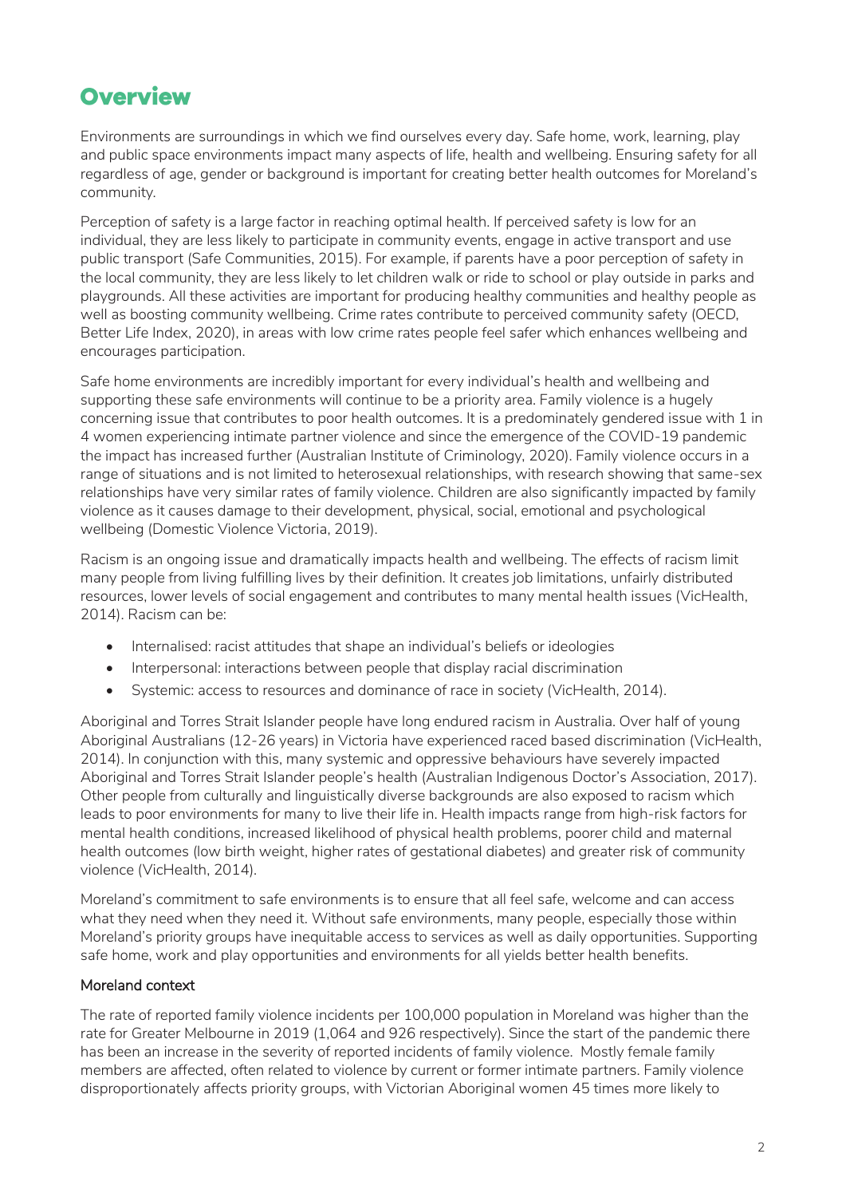# Overview

Environments are surroundings in which we find ourselves every day. Safe home, work, learning, play and public space environments impact many aspects of life, health and wellbeing. Ensuring safety for all regardless of age, gender or background is important for creating better health outcomes for Moreland's community.

Perception of safety is a large factor in reaching optimal health. If perceived safety is low for an individual, they are less likely to participate in community events, engage in active transport and use public transport (Safe Communities, 2015). For example, if parents have a poor perception of safety in the local community, they are less likely to let children walk or ride to school or play outside in parks and playgrounds. All these activities are important for producing healthy communities and healthy people as well as boosting community wellbeing. Crime rates contribute to perceived community safety (OECD, Better Life Index, 2020), in areas with low crime rates people feel safer which enhances wellbeing and encourages participation.

Safe home environments are incredibly important for every individual's health and wellbeing and supporting these safe environments will continue to be a priority area. Family violence is a hugely concerning issue that contributes to poor health outcomes. It is a predominately gendered issue with 1 in 4 women experiencing intimate partner violence and since the emergence of the COVID-19 pandemic the impact has increased further (Australian Institute of Criminology, 2020). Family violence occurs in a range of situations and is not limited to heterosexual relationships, with research showing that same-sex relationships have very similar rates of family violence. Children are also significantly impacted by family violence as it causes damage to their development, physical, social, emotional and psychological wellbeing (Domestic Violence Victoria, 2019).

Racism is an ongoing issue and dramatically impacts health and wellbeing. The effects of racism limit many people from living fulfilling lives by their definition. It creates job limitations, unfairly distributed resources, lower levels of social engagement and contributes to many mental health issues (VicHealth, 2014). Racism can be:

- Internalised: racist attitudes that shape an individual's beliefs or ideologies
- Interpersonal: interactions between people that display racial discrimination
- Systemic: access to resources and dominance of race in society (VicHealth, 2014).

Aboriginal and Torres Strait Islander people have long endured racism in Australia. Over half of young Aboriginal Australians (12-26 years) in Victoria have experienced raced based discrimination (VicHealth, 2014). In conjunction with this, many systemic and oppressive behaviours have severely impacted Aboriginal and Torres Strait Islander people's health (Australian Indigenous Doctor's Association, 2017). Other people from culturally and linguistically diverse backgrounds are also exposed to racism which leads to poor environments for many to live their life in. Health impacts range from high-risk factors for mental health conditions, increased likelihood of physical health problems, poorer child and maternal health outcomes (low birth weight, higher rates of gestational diabetes) and greater risk of community violence (VicHealth, 2014).

Moreland's commitment to safe environments is to ensure that all feel safe, welcome and can access what they need when they need it. Without safe environments, many people, especially those within Moreland's priority groups have inequitable access to services as well as daily opportunities. Supporting safe home, work and play opportunities and environments for all yields better health benefits.

## Moreland context

The rate of reported family violence incidents per 100,000 population in Moreland was higher than the rate for Greater Melbourne in 2019 (1,064 and 926 respectively). Since the start of the pandemic there has been an increase in the severity of reported incidents of family violence. Mostly female family members are affected, often related to violence by current or former intimate partners. Family violence disproportionately affects priority groups, with Victorian Aboriginal women 45 times more likely to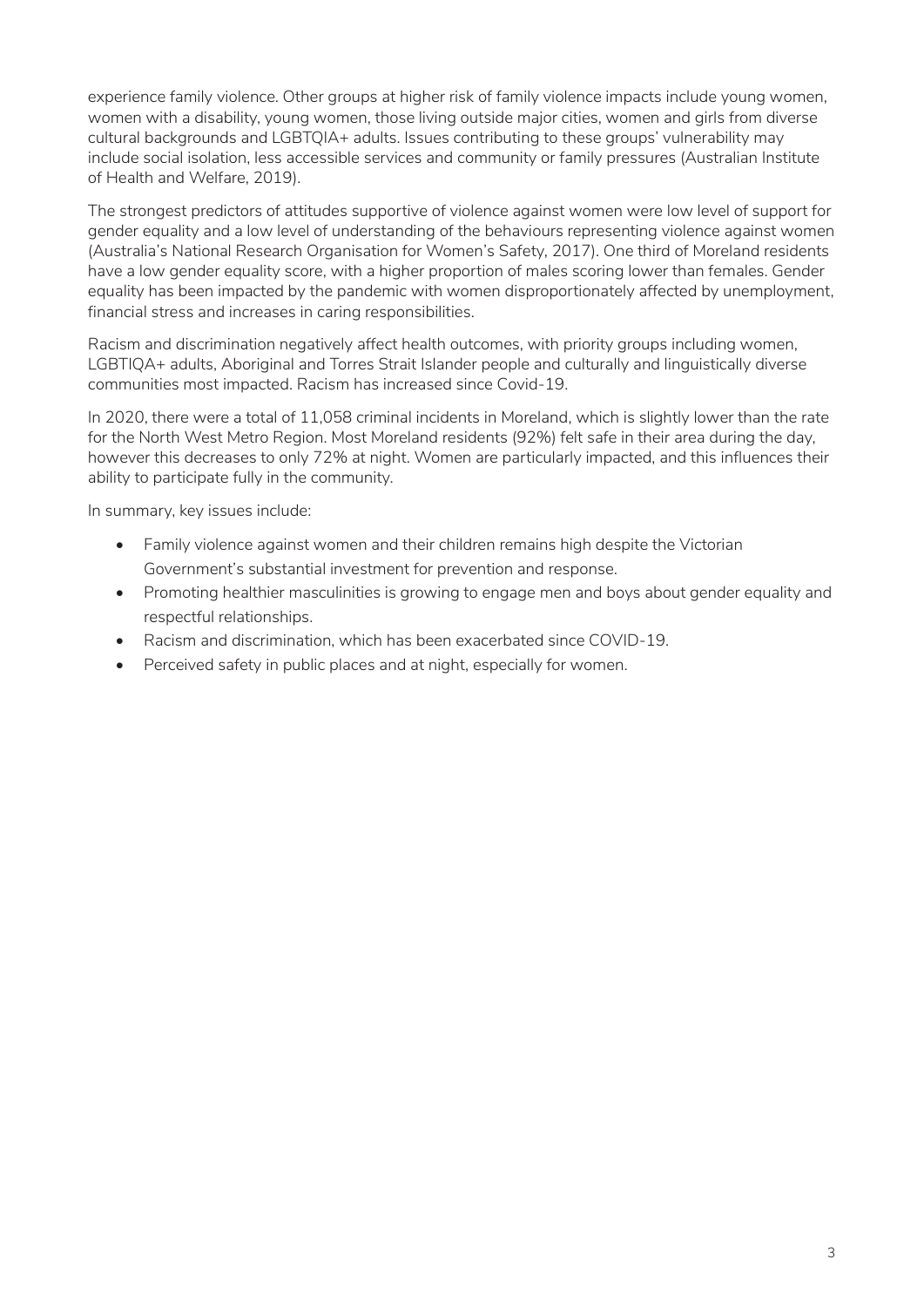experience family violence. Other groups at higher risk of family violence impacts include young women, women with a disability, young women, those living outside major cities, women and girls from diverse cultural backgrounds and LGBTQIA+ adults. Issues contributing to these groups' vulnerability may include social isolation, less accessible services and community or family pressures (Australian Institute of Health and Welfare, 2019).

The strongest predictors of attitudes supportive of violence against women were low level of support for gender equality and a low level of understanding of the behaviours representing violence against women (Australia's National Research Organisation for Women's Safety, 2017). One third of Moreland residents have a low gender equality score, with a higher proportion of males scoring lower than females. Gender equality has been impacted by the pandemic with women disproportionately affected by unemployment, financial stress and increases in caring responsibilities.

Racism and discrimination negatively affect health outcomes, with priority groups including women, LGBTIQA+ adults, Aboriginal and Torres Strait Islander people and culturally and linguistically diverse communities most impacted. Racism has increased since Covid-19.

In 2020, there were a total of 11,058 criminal incidents in Moreland, which is slightly lower than the rate for the North West Metro Region. Most Moreland residents (92%) felt safe in their area during the day, however this decreases to only 72% at night. Women are particularly impacted, and this influences their ability to participate fully in the community.

In summary, key issues include:

- Family violence against women and their children remains high despite the Victorian Government's substantial investment for prevention and response.
- Promoting healthier masculinities is growing to engage men and boys about gender equality and respectful relationships.
- Racism and discrimination, which has been exacerbated since COVID-19.
- Perceived safety in public places and at night, especially for women.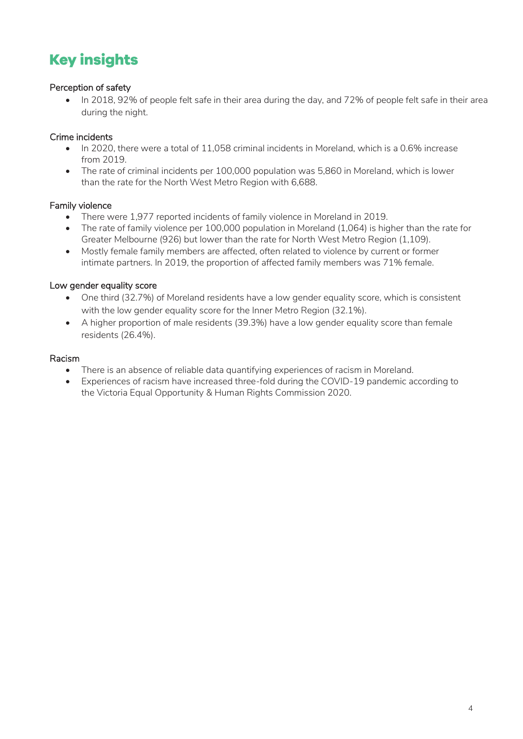# Key insights

### Perception of safety

- In 2018, 92% of people felt safe in their area during the day, and 72% of people felt safe in their area during the night.

### Crime incidents

- In 2020, there were a total of 11,058 criminal incidents in Moreland, which is a 0.6% increase from 2019.
- The rate of criminal incidents per 100,000 population was 5,860 in Moreland, which is lower than the rate for the North West Metro Region with 6,688.

### Family violence

- There were 1,977 reported incidents of family violence in Moreland in 2019.
- The rate of family violence per 100,000 population in Moreland (1,064) is higher than the rate for Greater Melbourne (926) but lower than the rate for North West Metro Region (1,109).
- Mostly female family members are affected, often related to violence by current or former intimate partners. In 2019, the proportion of affected family members was 71% female.

### Low gender equality score

- One third (32.7%) of Moreland residents have a low gender equality score, which is consistent with the low gender equality score for the Inner Metro Region (32.1%).
- A higher proportion of male residents (39.3%) have a low gender equality score than female residents (26.4%).

### Racism

- There is an absence of reliable data quantifying experiences of racism in Moreland.
- Experiences of racism have increased three-fold during the COVID-19 pandemic according to the Victoria Equal Opportunity & Human Rights Commission 2020.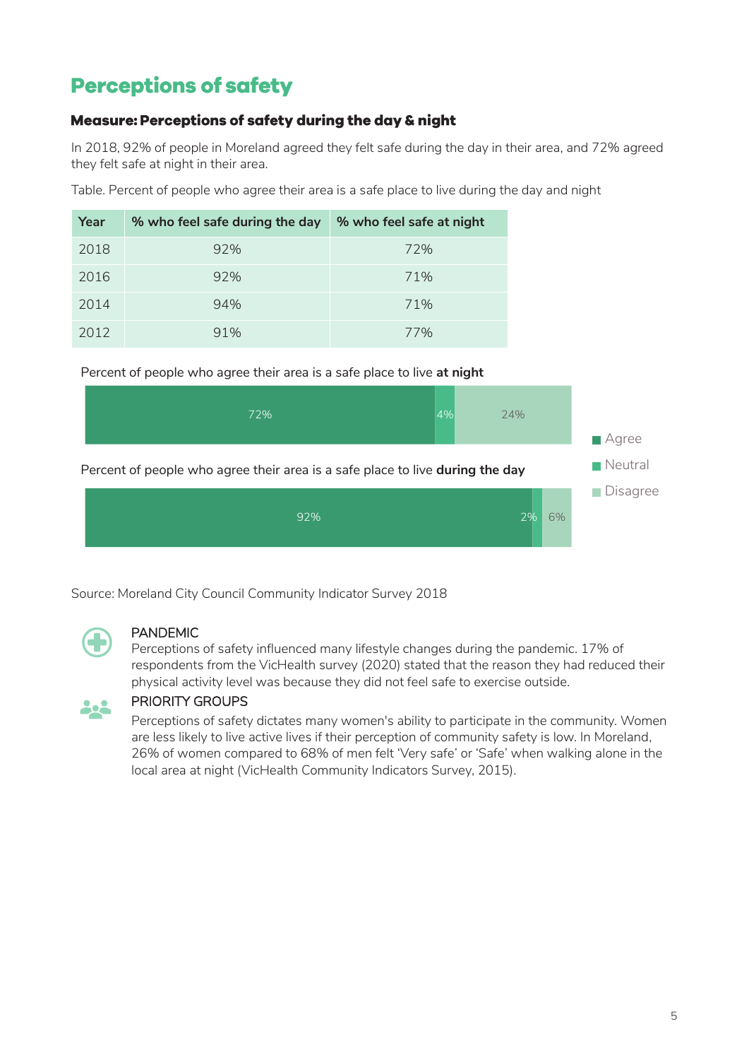# Perceptions of safety

### Measure: Perceptions of safety during the day & night

In 2018, 92% of people in Moreland agreed they felt safe during the day in their area, and 72% agreed they felt safe at night in their area.

Table. Percent of people who agree their area is a safe place to live during the day and night

| Year | % who feel safe during the day | % who feel safe at night |
|---|---|---|
| 2018 | 92% | 72% |
| 2016 | 92% | 71% |
| 2014 | 94% | 71% |
| 2012 | 91% | 77% |

Percent of people who agree their area is a safe place to live **at night**

| Agree | Neutral | Disagree |
|---|---|---|
| 72% | 4% | 24% |

Percent of people who agree their area is a safe place to live **during the day**

| Agree | Neutral | Disagree |
|---|---|---|
| 92% | 2% | 6% |

Source: Moreland City Council Community Indicator Survey 2018

PANDEMIC

Perceptions of safety influenced many lifestyle changes during the pandemic. 17% of respondents from the VicHealth survey (2020) stated that the reason they had reduced their physical activity level was because they did not feel safe to exercise outside.

PRIORITY GROUPS

Perceptions of safety dictates many women's ability to participate in the community. Women are less likely to live active lives if their perception of community safety is low. In Moreland, 26% of women compared to 68% of men felt 'Very safe' or 'Safe' when walking alone in the local area at night (VicHealth Community Indicators Survey, 2015).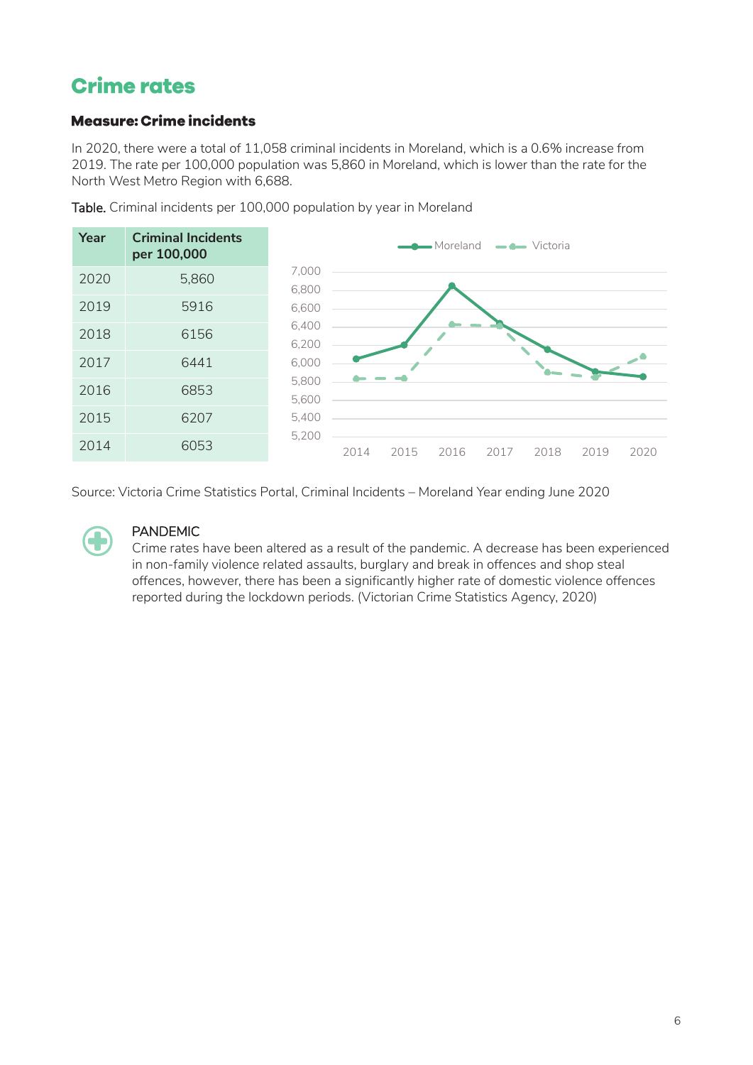# Crime rates

### Measure: Crime incidents

In 2020, there were a total of 11,058 criminal incidents in Moreland, which is a 0.6% increase from 2019. The rate per 100,000 population was 5,860 in Moreland, which is lower than the rate for the North West Metro Region with 6,688.

**Table.** Criminal incidents per 100,000 population by year in Moreland

| Year | Criminal Incidents per 100,000 |
|---|---|
| 2020 | 5,860 |
| 2019 | 5916 |
| 2018 | 6156 |
| 2017 | 6441 |
| 2016 | 6853 |
| 2015 | 6207 |
| 2014 | 6053 |

Source: Victoria Crime Statistics Portal, Criminal Incidents – Moreland Year ending June 2020

PANDEMIC

Crime rates have been altered as a result of the pandemic. A decrease has been experienced in non-family violence related assaults, burglary and break in offences and shop steal offences, however, there has been a significantly higher rate of domestic violence offences reported during the lockdown periods. (Victorian Crime Statistics Agency, 2020)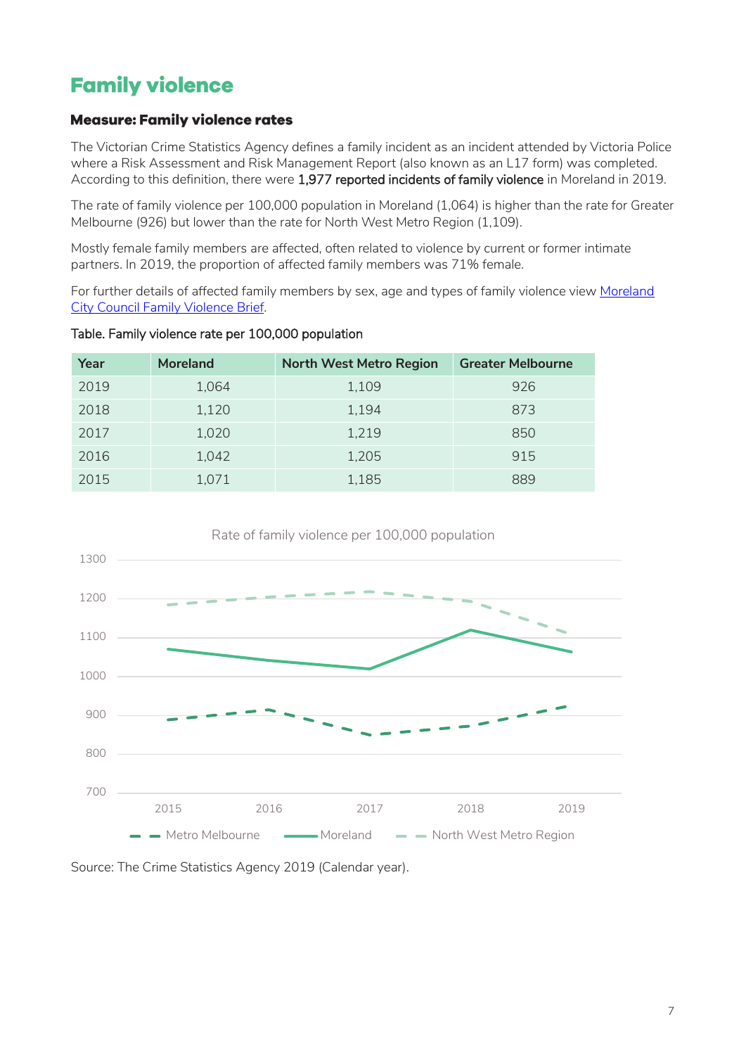# Family violence

### Measure: Family violence rates

The Victorian Crime Statistics Agency defines a family incident as an incident attended by Victoria Police where a Risk Assessment and Risk Management Report (also known as an L17 form) was completed. According to this definition, there were **1,977 reported incidents of family violence** in Moreland in 2019.

The rate of family violence per 100,000 population in Moreland (1,064) is higher than the rate for Greater Melbourne (926) but lower than the rate for North West Metro Region (1,109).

Mostly female family members are affected, often related to violence by current or former intimate partners. In 2019, the proportion of affected family members was 71% female.

For further details of affected family members by sex, age and types of family violence view [Moreland City Council Family Violence Brief](#).

Table. Family violence rate per 100,000 population

| Year | Moreland | North West Metro Region | Greater Melbourne |
|---|---|---|---|
| 2019 | 1,064 | 1,109 | 926 |
| 2018 | 1,120 | 1,194 | 873 |
| 2017 | 1,020 | 1,219 | 850 |
| 2016 | 1,042 | 1,205 | 915 |
| 2015 | 1,071 | 1,185 | 889 |

Rate of family violence per 100,000 population

Source: The Crime Statistics Agency 2019 (Calendar year).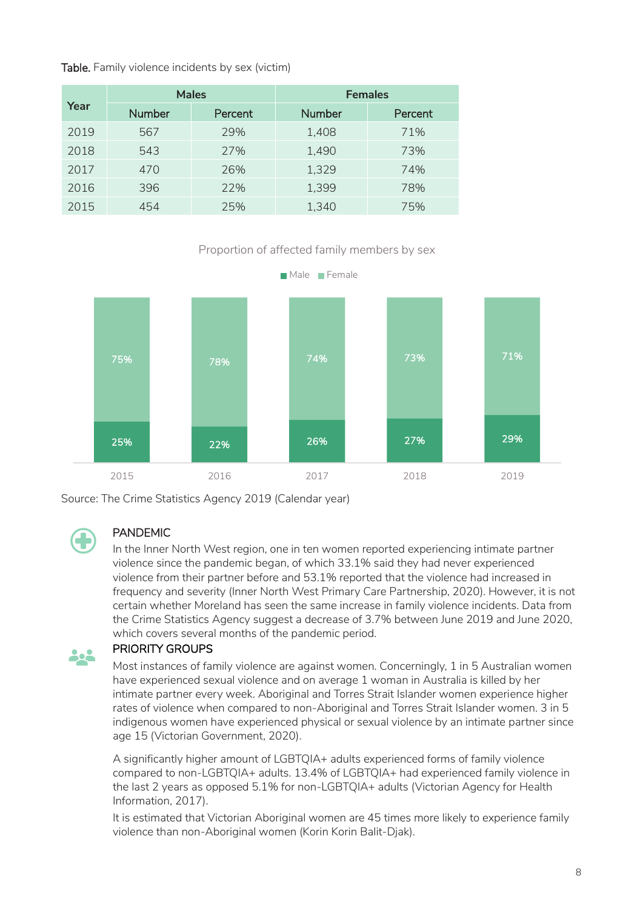**Table.** Family violence incidents by sex (victim)

| Year | Males | | Females | |
|---|---|---|---|---|
| | Number | Percent | Number | Percent |
| 2019 | 567 | 29% | 1,408 | 71% |
| 2018 | 543 | 27% | 1,490 | 73% |
| 2017 | 470 | 26% | 1,329 | 74% |
| 2016 | 396 | 22% | 1,399 | 78% |
| 2015 | 454 | 25% | 1,340 | 75% |

Proportion of affected family members by sex

| Year | Male | Female |
|---|---|---|
| 2015 | 25% | 75% |
| 2016 | 22% | 78% |
| 2017 | 26% | 74% |
| 2018 | 27% | 73% |
| 2019 | 29% | 71% |

Source: The Crime Statistics Agency 2019 (Calendar year)

### PANDEMIC

In the Inner North West region, one in ten women reported experiencing intimate partner violence since the pandemic began, of which 33.1% said they had never experienced violence from their partner before and 53.1% reported that the violence had increased in frequency and severity (Inner North West Primary Care Partnership, 2020). However, it is not certain whether Moreland has seen the same increase in family violence incidents. Data from the Crime Statistics Agency suggest a decrease of 3.7% between June 2019 and June 2020, which covers several months of the pandemic period.

### PRIORITY GROUPS

Most instances of family violence are against women. Concerningly, 1 in 5 Australian women have experienced sexual violence and on average 1 woman in Australia is killed by her intimate partner every week. Aboriginal and Torres Strait Islander women experience higher rates of violence when compared to non-Aboriginal and Torres Strait Islander women. 3 in 5 indigenous women have experienced physical or sexual violence by an intimate partner since age 15 (Victorian Government, 2020).

A significantly higher amount of LGBTQIA+ adults experienced forms of family violence compared to non-LGBTQIA+ adults. 13.4% of LGBTQIA+ had experienced family violence in the last 2 years as opposed 5.1% for non-LGBTQIA+ adults (Victorian Agency for Health Information, 2017).

It is estimated that Victorian Aboriginal women are 45 times more likely to experience family violence than non-Aboriginal women (Korin Korin Balit-Djak).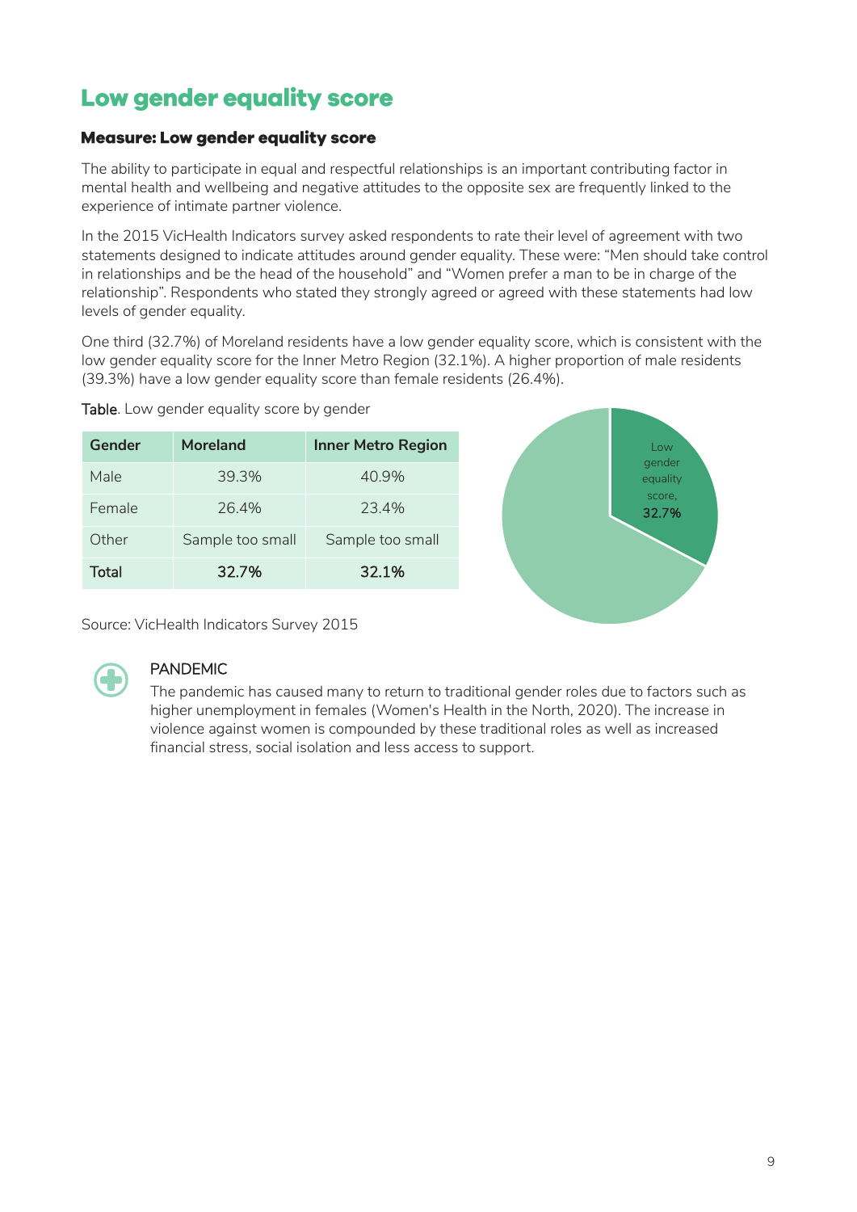# Low gender equality score

### Measure: Low gender equality score

The ability to participate in equal and respectful relationships is an important contributing factor in mental health and wellbeing and negative attitudes to the opposite sex are frequently linked to the experience of intimate partner violence.

In the 2015 VicHealth Indicators survey asked respondents to rate their level of agreement with two statements designed to indicate attitudes around gender equality. These were: "Men should take control in relationships and be the head of the household" and "Women prefer a man to be in charge of the relationship". Respondents who stated they strongly agreed or agreed with these statements had low levels of gender equality.

One third (32.7%) of Moreland residents have a low gender equality score, which is consistent with the low gender equality score for the Inner Metro Region (32.1%). A higher proportion of male residents (39.3%) have a low gender equality score than female residents (26.4%).

**Table**. Low gender equality score by gender

| Gender | Moreland | Inner Metro Region |
|---|---|---|
| Male | 39.3% | 40.9% |
| Female | 26.4% | 23.4% |
| Other | Sample too small | Sample too small |
| **Total** | **32.7%** | **32.1%** |

Low gender equality score, **32.7%**

Source: VicHealth Indicators Survey 2015

PANDEMIC

The pandemic has caused many to return to traditional gender roles due to factors such as higher unemployment in females (Women's Health in the North, 2020). The increase in violence against women is compounded by these traditional roles as well as increased financial stress, social isolation and less access to support.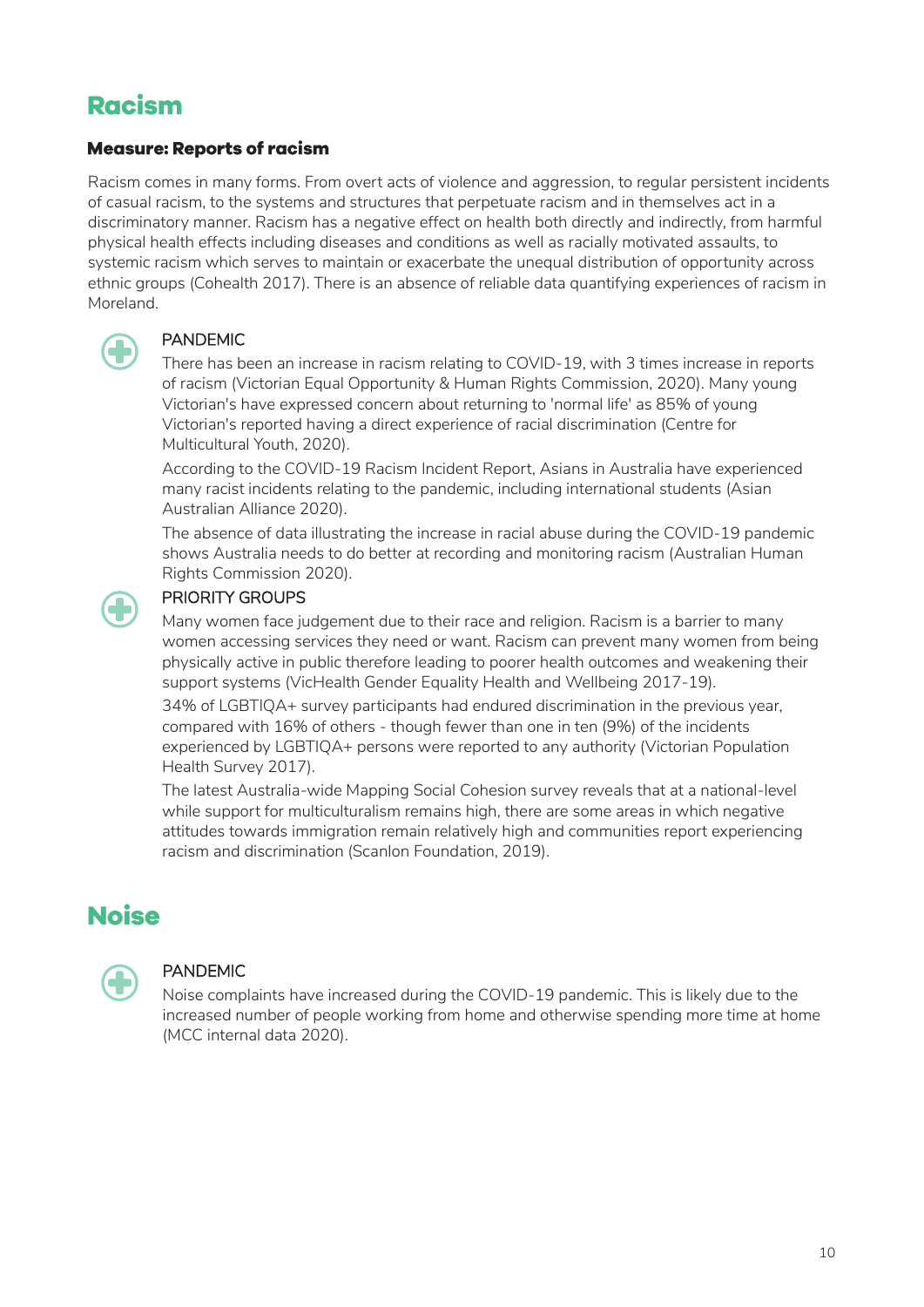## Racism

### Measure: Reports of racism

Racism comes in many forms. From overt acts of violence and aggression, to regular persistent incidents of casual racism, to the systems and structures that perpetuate racism and in themselves act in a discriminatory manner. Racism has a negative effect on health both directly and indirectly, from harmful physical health effects including diseases and conditions as well as racially motivated assaults, to systemic racism which serves to maintain or exacerbate the unequal distribution of opportunity across ethnic groups (Cohealth 2017). There is an absence of reliable data quantifying experiences of racism in Moreland.

PANDEMIC

There has been an increase in racism relating to COVID-19, with 3 times increase in reports of racism (Victorian Equal Opportunity & Human Rights Commission, 2020). Many young Victorian's have expressed concern about returning to 'normal life' as 85% of young Victorian's reported having a direct experience of racial discrimination (Centre for Multicultural Youth, 2020).

According to the COVID-19 Racism Incident Report, Asians in Australia have experienced many racist incidents relating to the pandemic, including international students (Asian Australian Alliance 2020).

The absence of data illustrating the increase in racial abuse during the COVID-19 pandemic shows Australia needs to do better at recording and monitoring racism (Australian Human Rights Commission 2020).

PRIORITY GROUPS

Many women face judgement due to their race and religion. Racism is a barrier to many women accessing services they need or want. Racism can prevent many women from being physically active in public therefore leading to poorer health outcomes and weakening their support systems (VicHealth Gender Equality Health and Wellbeing 2017-19).

34% of LGBTIQA+ survey participants had endured discrimination in the previous year, compared with 16% of others - though fewer than one in ten (9%) of the incidents experienced by LGBTIQA+ persons were reported to any authority (Victorian Population Health Survey 2017).

The latest Australia-wide Mapping Social Cohesion survey reveals that at a national-level while support for multiculturalism remains high, there are some areas in which negative attitudes towards immigration remain relatively high and communities report experiencing racism and discrimination (Scanlon Foundation, 2019).

## Noise

PANDEMIC

Noise complaints have increased during the COVID-19 pandemic. This is likely due to the increased number of people working from home and otherwise spending more time at home (MCC internal data 2020).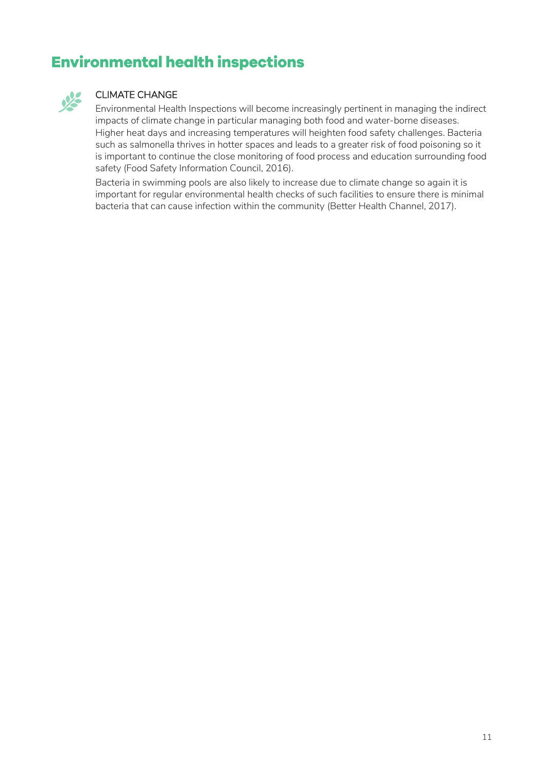# Environmental health inspections

### CLIMATE CHANGE

Environmental Health Inspections will become increasingly pertinent in managing the indirect impacts of climate change in particular managing both food and water-borne diseases. Higher heat days and increasing temperatures will heighten food safety challenges. Bacteria such as salmonella thrives in hotter spaces and leads to a greater risk of food poisoning so it is important to continue the close monitoring of food process and education surrounding food safety (Food Safety Information Council, 2016).

Bacteria in swimming pools are also likely to increase due to climate change so again it is important for regular environmental health checks of such facilities to ensure there is minimal bacteria that can cause infection within the community (Better Health Channel, 2017).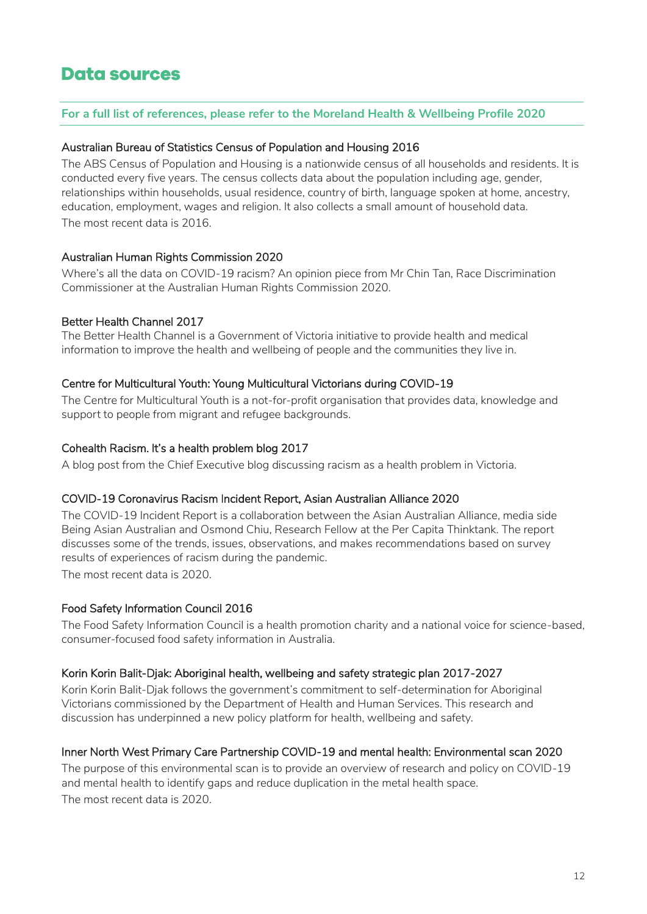# Data sources

**For a full list of references, please refer to the Moreland Health & Wellbeing Profile 2020**

### Australian Bureau of Statistics Census of Population and Housing 2016

The ABS Census of Population and Housing is a nationwide census of all households and residents. It is conducted every five years. The census collects data about the population including age, gender, relationships within households, usual residence, country of birth, language spoken at home, ancestry, education, employment, wages and religion. It also collects a small amount of household data.

The most recent data is 2016.

### Australian Human Rights Commission 2020

Where's all the data on COVID-19 racism? An opinion piece from Mr Chin Tan, Race Discrimination Commissioner at the Australian Human Rights Commission 2020.

### Better Health Channel 2017

The Better Health Channel is a Government of Victoria initiative to provide health and medical information to improve the health and wellbeing of people and the communities they live in.

### Centre for Multicultural Youth: Young Multicultural Victorians during COVID-19

The Centre for Multicultural Youth is a not-for-profit organisation that provides data, knowledge and support to people from migrant and refugee backgrounds.

### Cohealth Racism. It's a health problem blog 2017

A blog post from the Chief Executive blog discussing racism as a health problem in Victoria.

### COVID-19 Coronavirus Racism Incident Report, Asian Australian Alliance 2020

The COVID-19 Incident Report is a collaboration between the Asian Australian Alliance, media side Being Asian Australian and Osmond Chiu, Research Fellow at the Per Capita Thinktank. The report discusses some of the trends, issues, observations, and makes recommendations based on survey results of experiences of racism during the pandemic.

The most recent data is 2020.

### Food Safety Information Council 2016

The Food Safety Information Council is a health promotion charity and a national voice for science-based, consumer-focused food safety information in Australia.

### Korin Korin Balit-Djak: Aboriginal health, wellbeing and safety strategic plan 2017-2027

Korin Korin Balit-Djak follows the government's commitment to self-determination for Aboriginal Victorians commissioned by the Department of Health and Human Services. This research and discussion has underpinned a new policy platform for health, wellbeing and safety.

### Inner North West Primary Care Partnership COVID-19 and mental health: Environmental scan 2020

The purpose of this environmental scan is to provide an overview of research and policy on COVID-19 and mental health to identify gaps and reduce duplication in the metal health space.

The most recent data is 2020.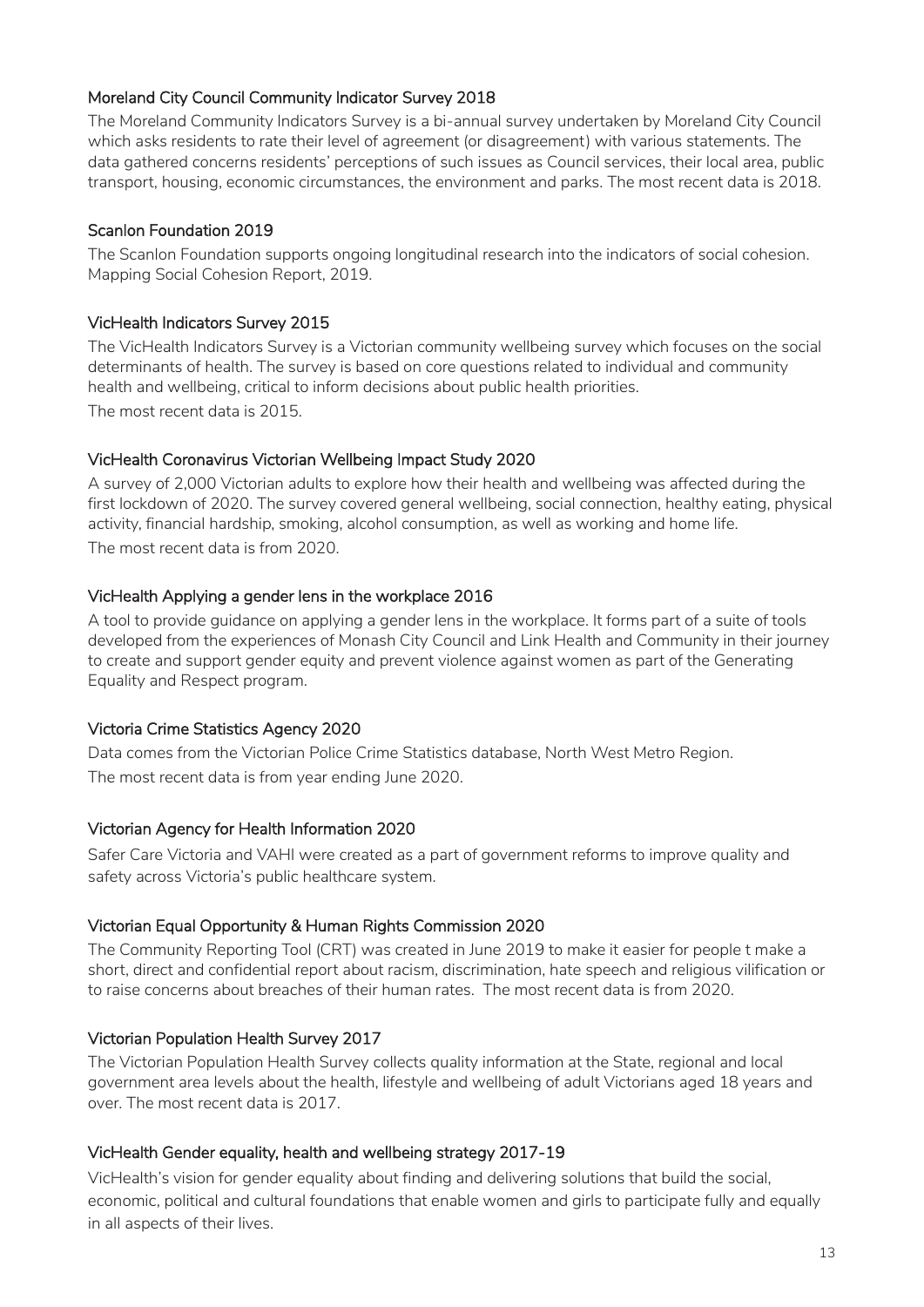### Moreland City Council Community Indicator Survey 2018

The Moreland Community Indicators Survey is a bi-annual survey undertaken by Moreland City Council which asks residents to rate their level of agreement (or disagreement) with various statements. The data gathered concerns residents' perceptions of such issues as Council services, their local area, public transport, housing, economic circumstances, the environment and parks. The most recent data is 2018.

### Scanlon Foundation 2019

The Scanlon Foundation supports ongoing longitudinal research into the indicators of social cohesion. Mapping Social Cohesion Report, 2019.

### VicHealth Indicators Survey 2015

The VicHealth Indicators Survey is a Victorian community wellbeing survey which focuses on the social determinants of health. The survey is based on core questions related to individual and community health and wellbeing, critical to inform decisions about public health priorities.

The most recent data is 2015.

### VicHealth Coronavirus Victorian Wellbeing Impact Study 2020

A survey of 2,000 Victorian adults to explore how their health and wellbeing was affected during the first lockdown of 2020. The survey covered general wellbeing, social connection, healthy eating, physical activity, financial hardship, smoking, alcohol consumption, as well as working and home life.

The most recent data is from 2020.

### VicHealth Applying a gender lens in the workplace 2016

A tool to provide guidance on applying a gender lens in the workplace. It forms part of a suite of tools developed from the experiences of Monash City Council and Link Health and Community in their journey to create and support gender equity and prevent violence against women as part of the Generating Equality and Respect program.

### Victoria Crime Statistics Agency 2020

Data comes from the Victorian Police Crime Statistics database, North West Metro Region.

The most recent data is from year ending June 2020.

### Victorian Agency for Health Information 2020

Safer Care Victoria and VAHI were created as a part of government reforms to improve quality and safety across Victoria's public healthcare system.

### Victorian Equal Opportunity & Human Rights Commission 2020

The Community Reporting Tool (CRT) was created in June 2019 to make it easier for people t make a short, direct and confidential report about racism, discrimination, hate speech and religious vilification or to raise concerns about breaches of their human rates. The most recent data is from 2020.

### Victorian Population Health Survey 2017

The Victorian Population Health Survey collects quality information at the State, regional and local government area levels about the health, lifestyle and wellbeing of adult Victorians aged 18 years and over. The most recent data is 2017.

### VicHealth Gender equality, health and wellbeing strategy 2017-19

VicHealth's vision for gender equality about finding and delivering solutions that build the social, economic, political and cultural foundations that enable women and girls to participate fully and equally in all aspects of their lives.